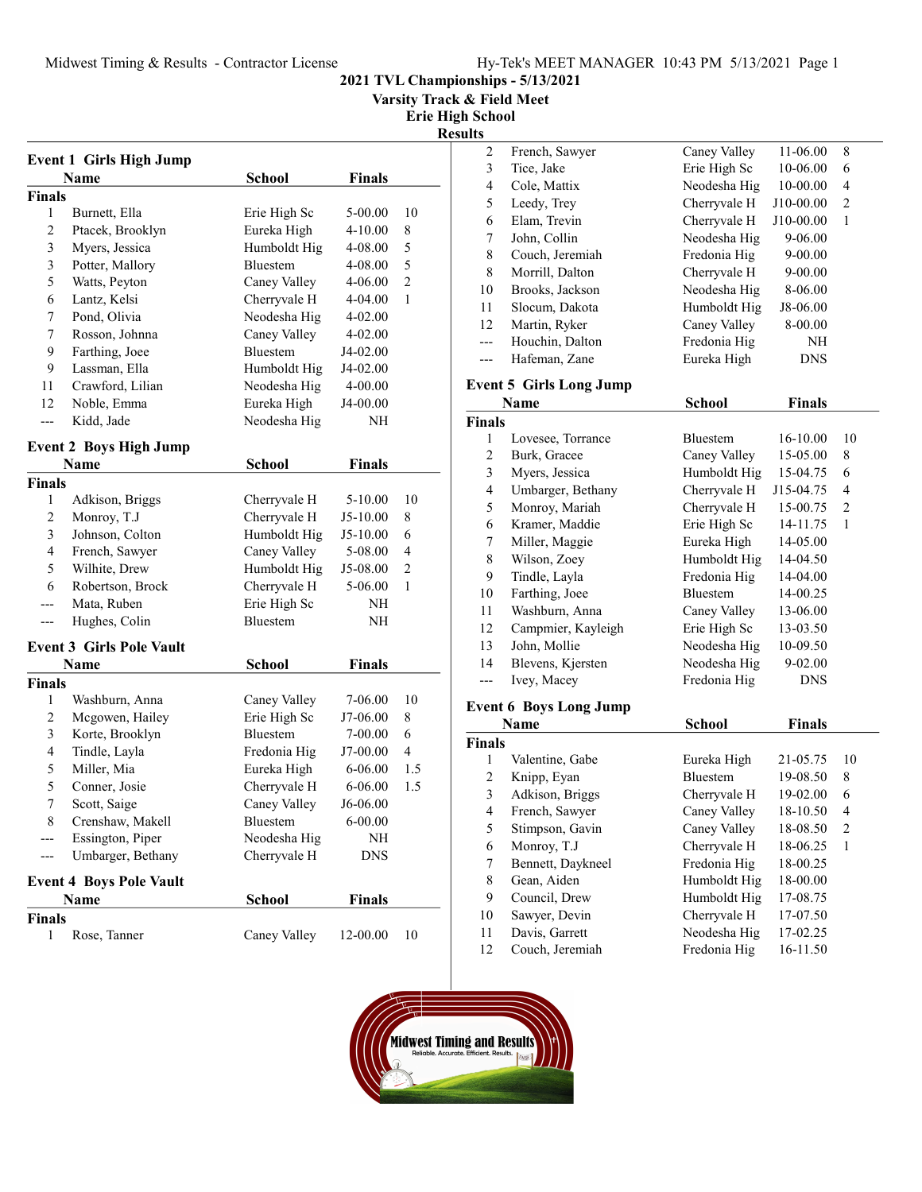# 2021 TVL Championships - 5/13/2021

## Varsity Track & Field Meet

## Erie High School

## Results

### Event 1 Girls High Jump

**Finals**

| | Name | School | Finals | |
|---|---|---|---|---|
| 1 | Burnett, Ella | Erie High Sc | 5-00.00 | 10 |
| 2 | Ptacek, Brooklyn | Eureka High | 4-10.00 | 8 |
| 3 | Myers, Jessica | Humboldt Hig | 4-08.00 | 5 |
| 3 | Potter, Mallory | Bluestem | 4-08.00 | 5 |
| 5 | Watts, Peyton | Caney Valley | 4-06.00 | 2 |
| 6 | Lantz, Kelsi | Cherryvale H | 4-04.00 | 1 |
| 7 | Pond, Olivia | Neodesha Hig | 4-02.00 | |
| 7 | Rosson, Johnna | Caney Valley | 4-02.00 | |
| 9 | Farthing, Joee | Bluestem | J4-02.00 | |
| 9 | Lassman, Ella | Humboldt Hig | J4-02.00 | |
| 11 | Crawford, Lilian | Neodesha Hig | 4-00.00 | |
| 12 | Noble, Emma | Eureka High | J4-00.00 | |
| --- | Kidd, Jade | Neodesha Hig | NH | |

### Event 2 Boys High Jump

**Finals**

| | Name | School | Finals | |
|---|---|---|---|---|
| 1 | Adkison, Briggs | Cherryvale H | 5-10.00 | 10 |
| 2 | Monroy, T.J | Cherryvale H | J5-10.00 | 8 |
| 3 | Johnson, Colton | Humboldt Hig | J5-10.00 | 6 |
| 4 | French, Sawyer | Caney Valley | 5-08.00 | 4 |
| 5 | Wilhite, Drew | Humboldt Hig | J5-08.00 | 2 |
| 6 | Robertson, Brock | Cherryvale H | 5-06.00 | 1 |
| --- | Mata, Ruben | Erie High Sc | NH | |
| --- | Hughes, Colin | Bluestem | NH | |

### Event 3 Girls Pole Vault

**Finals**

| | Name | School | Finals | |
|---|---|---|---|---|
| 1 | Washburn, Anna | Caney Valley | 7-06.00 | 10 |
| 2 | Mcgowen, Hailey | Erie High Sc | J7-06.00 | 8 |
| 3 | Korte, Brooklyn | Bluestem | 7-00.00 | 6 |
| 4 | Tindle, Layla | Fredonia Hig | J7-00.00 | 4 |
| 5 | Miller, Mia | Eureka High | 6-06.00 | 1.5 |
| 5 | Conner, Josie | Cherryvale H | 6-06.00 | 1.5 |
| 7 | Scott, Saige | Caney Valley | J6-06.00 | |
| 8 | Crenshaw, Makell | Bluestem | 6-00.00 | |
| --- | Essington, Piper | Neodesha Hig | NH | |
| --- | Umbarger, Bethany | Cherryvale H | DNS | |

### Event 4 Boys Pole Vault

**Finals**

| | Name | School | Finals | |
|---|---|---|---|---|
| 1 | Rose, Tanner | Caney Valley | 12-00.00 | 10 |
| 2 | French, Sawyer | Caney Valley | 11-06.00 | 8 |
| 3 | Tice, Jake | Erie High Sc | 10-06.00 | 6 |
| 4 | Cole, Mattix | Neodesha Hig | 10-00.00 | 4 |
| 5 | Leedy, Trey | Cherryvale H | J10-00.00 | 2 |
| 6 | Elam, Trevin | Cherryvale H | J10-00.00 | 1 |
| 7 | John, Collin | Neodesha Hig | 9-06.00 | |
| 8 | Couch, Jeremiah | Fredonia Hig | 9-00.00 | |
| 8 | Morrill, Dalton | Cherryvale H | 9-00.00 | |
| 10 | Brooks, Jackson | Neodesha Hig | 8-06.00 | |
| 11 | Slocum, Dakota | Humboldt Hig | J8-06.00 | |
| 12 | Martin, Ryker | Caney Valley | 8-00.00 | |
| --- | Houchin, Dalton | Fredonia Hig | NH | |
| --- | Hafeman, Zane | Eureka High | DNS | |

### Event 5 Girls Long Jump

**Finals**

| | Name | School | Finals | |
|---|---|---|---|---|
| 1 | Lovesee, Torrance | Bluestem | 16-10.00 | 10 |
| 2 | Burk, Gracee | Caney Valley | 15-05.00 | 8 |
| 3 | Myers, Jessica | Humboldt Hig | 15-04.75 | 6 |
| 4 | Umbarger, Bethany | Cherryvale H | J15-04.75 | 4 |
| 5 | Monroy, Mariah | Cherryvale H | 15-00.75 | 2 |
| 6 | Kramer, Maddie | Erie High Sc | 14-11.75 | 1 |
| 7 | Miller, Maggie | Eureka High | 14-05.00 | |
| 8 | Wilson, Zoey | Humboldt Hig | 14-04.50 | |
| 9 | Tindle, Layla | Fredonia Hig | 14-04.00 | |
| 10 | Farthing, Joee | Bluestem | 14-00.25 | |
| 11 | Washburn, Anna | Caney Valley | 13-06.00 | |
| 12 | Campmier, Kayleigh | Erie High Sc | 13-03.50 | |
| 13 | John, Mollie | Neodesha Hig | 10-09.50 | |
| 14 | Blevens, Kjersten | Neodesha Hig | 9-02.00 | |
| --- | Ivey, Macey | Fredonia Hig | DNS | |

### Event 6 Boys Long Jump

**Finals**

| | Name | School | Finals | |
|---|---|---|---|---|
| 1 | Valentine, Gabe | Eureka High | 21-05.75 | 10 |
| 2 | Knipp, Eyan | Bluestem | 19-08.50 | 8 |
| 3 | Adkison, Briggs | Cherryvale H | 19-02.00 | 6 |
| 4 | French, Sawyer | Caney Valley | 18-10.50 | 4 |
| 5 | Stimpson, Gavin | Caney Valley | 18-08.50 | 2 |
| 6 | Monroy, T.J | Cherryvale H | 18-06.25 | 1 |
| 7 | Bennett, Daykneel | Fredonia Hig | 18-00.25 | |
| 8 | Gean, Aiden | Humboldt Hig | 18-00.00 | |
| 9 | Council, Drew | Humboldt Hig | 17-08.75 | |
| 10 | Sawyer, Devin | Cherryvale H | 17-07.50 | |
| 11 | Davis, Garrett | Neodesha Hig | 17-02.25 | |
| 12 | Couch, Jeremiah | Fredonia Hig | 16-11.50 | |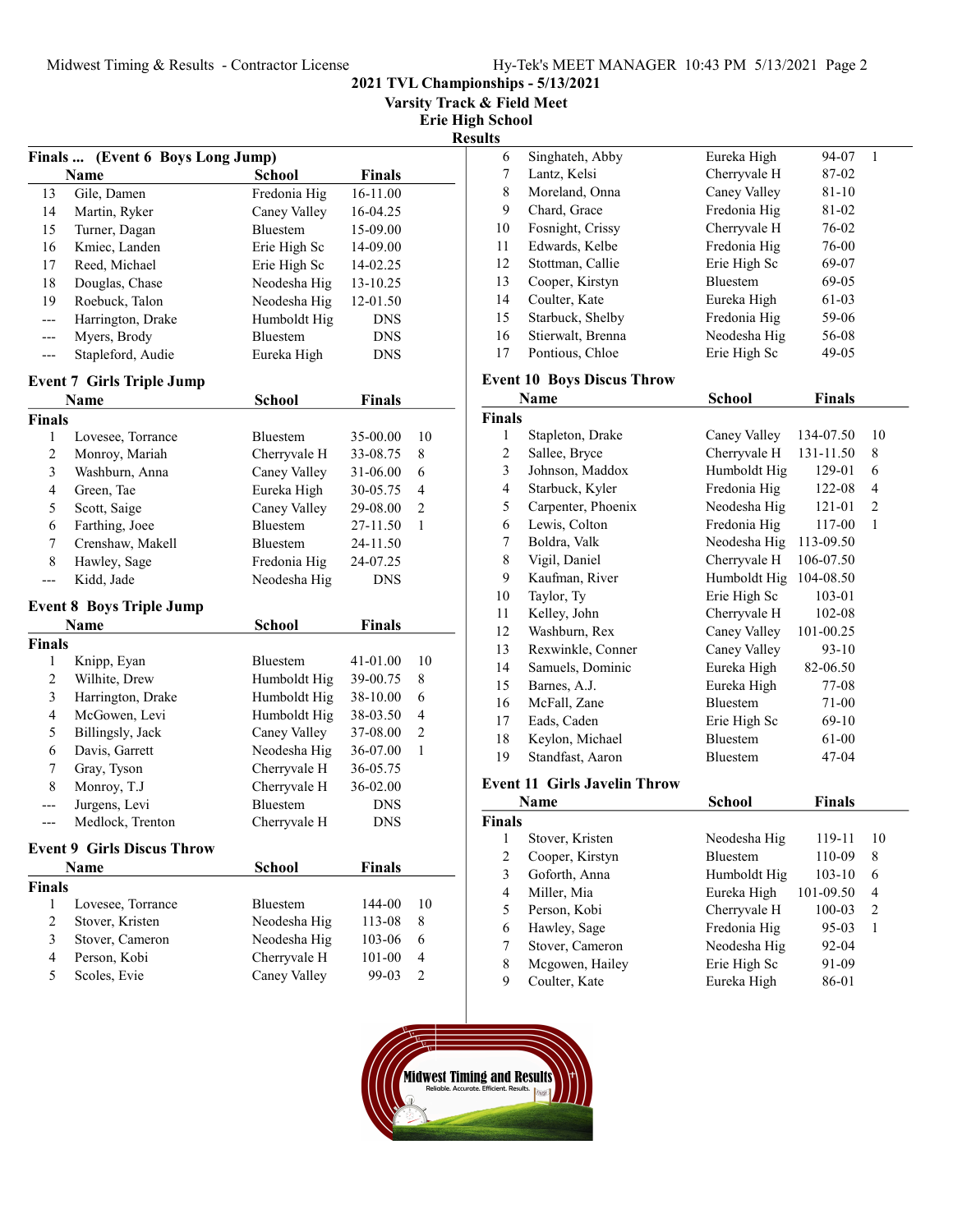## 2021 TVL Championships - 5/13/2021

### Varsity Track & Field Meet

### Erie High School

### Results

#### Finals ... (Event 6 Boys Long Jump)

| | Name | School | Finals | |
|---|---|---|---|---|
| 13 | Gile, Damen | Fredonia Hig | 16-11.00 | |
| 14 | Martin, Ryker | Caney Valley | 16-04.25 | |
| 15 | Turner, Dagan | Bluestem | 15-09.00 | |
| 16 | Kmiec, Landen | Erie High Sc | 14-09.00 | |
| 17 | Reed, Michael | Erie High Sc | 14-02.25 | |
| 18 | Douglas, Chase | Neodesha Hig | 13-10.25 | |
| 19 | Roebuck, Talon | Neodesha Hig | 12-01.50 | |
| --- | Harrington, Drake | Humboldt Hig | DNS | |
| --- | Myers, Brody | Bluestem | DNS | |
| --- | Stapleford, Audie | Eureka High | DNS | |

#### Event 7 Girls Triple Jump

**Finals**

| | Name | School | Finals | |
|---|---|---|---|---|
| 1 | Lovesee, Torrance | Bluestem | 35-00.00 | 10 |
| 2 | Monroy, Mariah | Cherryvale H | 33-08.75 | 8 |
| 3 | Washburn, Anna | Caney Valley | 31-06.00 | 6 |
| 4 | Green, Tae | Eureka High | 30-05.75 | 4 |
| 5 | Scott, Saige | Caney Valley | 29-08.00 | 2 |
| 6 | Farthing, Joee | Bluestem | 27-11.50 | 1 |
| 7 | Crenshaw, Makell | Bluestem | 24-11.50 | |
| 8 | Hawley, Sage | Fredonia Hig | 24-07.25 | |
| --- | Kidd, Jade | Neodesha Hig | DNS | |

#### Event 8 Boys Triple Jump

**Finals**

| | Name | School | Finals | |
|---|---|---|---|---|
| 1 | Knipp, Eyan | Bluestem | 41-01.00 | 10 |
| 2 | Wilhite, Drew | Humboldt Hig | 39-00.75 | 8 |
| 3 | Harrington, Drake | Humboldt Hig | 38-10.00 | 6 |
| 4 | McGowen, Levi | Humboldt Hig | 38-03.50 | 4 |
| 5 | Billingsly, Jack | Caney Valley | 37-08.00 | 2 |
| 6 | Davis, Garrett | Neodesha Hig | 36-07.00 | 1 |
| 7 | Gray, Tyson | Cherryvale H | 36-05.75 | |
| 8 | Monroy, T.J | Cherryvale H | 36-02.00 | |
| --- | Jurgens, Levi | Bluestem | DNS | |
| --- | Medlock, Trenton | Cherryvale H | DNS | |

#### Event 9 Girls Discus Throw

**Finals**

| | Name | School | Finals | |
|---|---|---|---|---|
| 1 | Lovesee, Torrance | Bluestem | 144-00 | 10 |
| 2 | Stover, Kristen | Neodesha Hig | 113-08 | 8 |
| 3 | Stover, Cameron | Neodesha Hig | 103-06 | 6 |
| 4 | Person, Kobi | Cherryvale H | 101-00 | 4 |
| 5 | Scoles, Evie | Caney Valley | 99-03 | 2 |
| 6 | Singhateh, Abby | Eureka High | 94-07 | 1 |
| 7 | Lantz, Kelsi | Cherryvale H | 87-02 | |
| 8 | Moreland, Onna | Caney Valley | 81-10 | |
| 9 | Chard, Grace | Fredonia Hig | 81-02 | |
| 10 | Fosnight, Crissy | Cherryvale H | 76-02 | |
| 11 | Edwards, Kelbe | Fredonia Hig | 76-00 | |
| 12 | Stottman, Callie | Erie High Sc | 69-07 | |
| 13 | Cooper, Kirstyn | Bluestem | 69-05 | |
| 14 | Coulter, Kate | Eureka High | 61-03 | |
| 15 | Starbuck, Shelby | Fredonia Hig | 59-06 | |
| 16 | Stierwalt, Brenna | Neodesha Hig | 56-08 | |
| 17 | Pontious, Chloe | Erie High Sc | 49-05 | |

#### Event 10 Boys Discus Throw

**Finals**

| | Name | School | Finals | |
|---|---|---|---|---|
| 1 | Stapleton, Drake | Caney Valley | 134-07.50 | 10 |
| 2 | Sallee, Bryce | Cherryvale H | 131-11.50 | 8 |
| 3 | Johnson, Maddox | Humboldt Hig | 129-01 | 6 |
| 4 | Starbuck, Kyler | Fredonia Hig | 122-08 | 4 |
| 5 | Carpenter, Phoenix | Neodesha Hig | 121-01 | 2 |
| 6 | Lewis, Colton | Fredonia Hig | 117-00 | 1 |
| 7 | Boldra, Valk | Neodesha Hig | 113-09.50 | |
| 8 | Vigil, Daniel | Cherryvale H | 106-07.50 | |
| 9 | Kaufman, River | Humboldt Hig | 104-08.50 | |
| 10 | Taylor, Ty | Erie High Sc | 103-01 | |
| 11 | Kelley, John | Cherryvale H | 102-08 | |
| 12 | Washburn, Rex | Caney Valley | 101-00.25 | |
| 13 | Rexwinkle, Conner | Caney Valley | 93-10 | |
| 14 | Samuels, Dominic | Eureka High | 82-06.50 | |
| 15 | Barnes, A.J. | Eureka High | 77-08 | |
| 16 | McFall, Zane | Bluestem | 71-00 | |
| 17 | Eads, Caden | Erie High Sc | 69-10 | |
| 18 | Keylon, Michael | Bluestem | 61-00 | |
| 19 | Standfast, Aaron | Bluestem | 47-04 | |

#### Event 11 Girls Javelin Throw

**Finals**

| | Name | School | Finals | |
|---|---|---|---|---|
| 1 | Stover, Kristen | Neodesha Hig | 119-11 | 10 |
| 2 | Cooper, Kirstyn | Bluestem | 110-09 | 8 |
| 3 | Goforth, Anna | Humboldt Hig | 103-10 | 6 |
| 4 | Miller, Mia | Eureka High | 101-09.50 | 4 |
| 5 | Person, Kobi | Cherryvale H | 100-03 | 2 |
| 6 | Hawley, Sage | Fredonia Hig | 95-03 | 1 |
| 7 | Stover, Cameron | Neodesha Hig | 92-04 | |
| 8 | Mcgowen, Hailey | Erie High Sc | 91-09 | |
| 9 | Coulter, Kate | Eureka High | 86-01 | |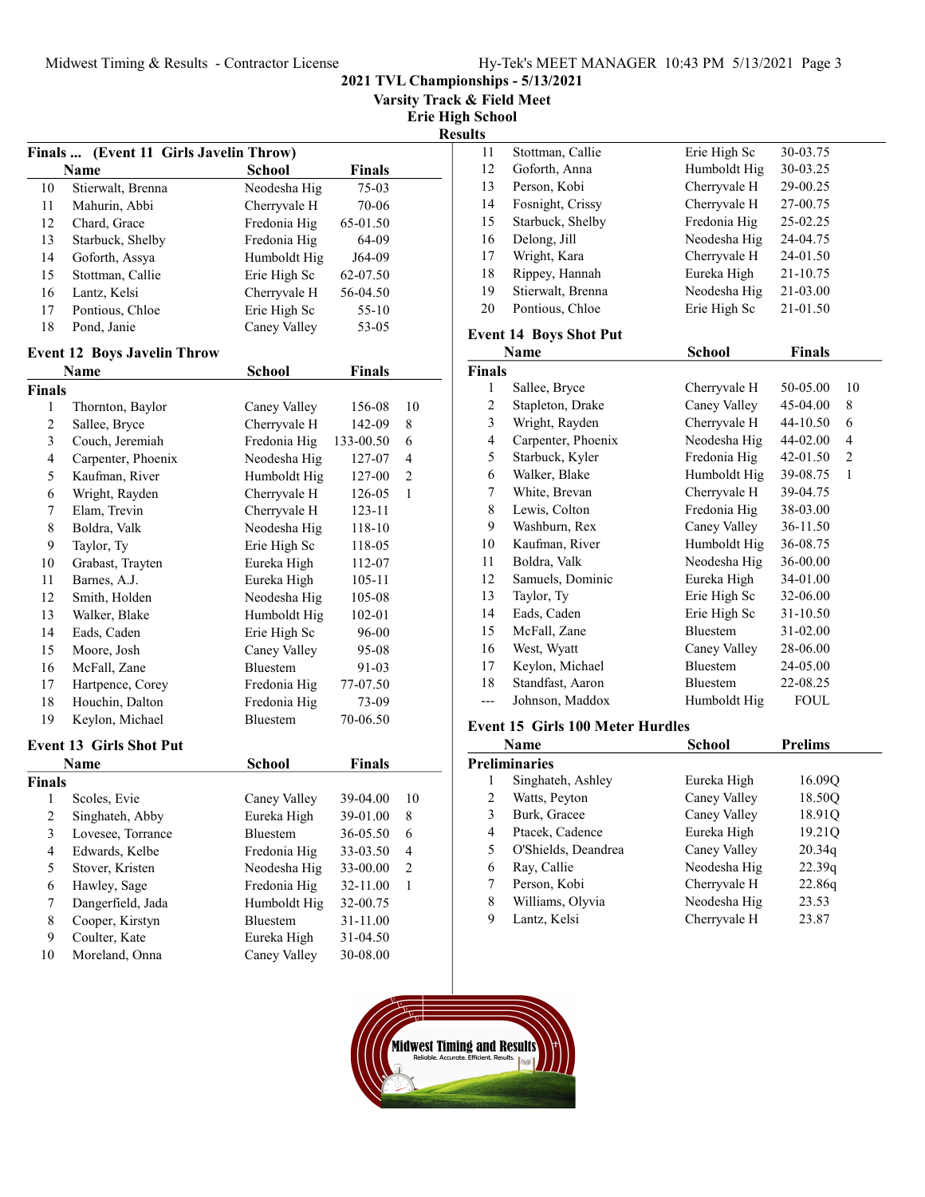## 2021 TVL Championships - 5/13/2021

### Varsity Track & Field Meet

### Erie High School

### Results

**Finals ... (Event 11 Girls Javelin Throw)**

| | Name | School | Finals |
|---|---|---|---|
| 10 | Stierwalt, Brenna | Neodesha Hig | 75-03 |
| 11 | Mahurin, Abbi | Cherryvale H | 70-06 |
| 12 | Chard, Grace | Fredonia Hig | 65-01.50 |
| 13 | Starbuck, Shelby | Fredonia Hig | 64-09 |
| 14 | Goforth, Assya | Humboldt Hig | J64-09 |
| 15 | Stottman, Callie | Erie High Sc | 62-07.50 |
| 16 | Lantz, Kelsi | Cherryvale H | 56-04.50 |
| 17 | Pontious, Chloe | Erie High Sc | 55-10 |
| 18 | Pond, Janie | Caney Valley | 53-05 |

**Event 12 Boys Javelin Throw**

| | Name | School | Finals | |
|---|---|---|---|---|
| **Finals** | | | | |
| 1 | Thornton, Baylor | Caney Valley | 156-08 | 10 |
| 2 | Sallee, Bryce | Cherryvale H | 142-09 | 8 |
| 3 | Couch, Jeremiah | Fredonia Hig | 133-00.50 | 6 |
| 4 | Carpenter, Phoenix | Neodesha Hig | 127-07 | 4 |
| 5 | Kaufman, River | Humboldt Hig | 127-00 | 2 |
| 6 | Wright, Rayden | Cherryvale H | 126-05 | 1 |
| 7 | Elam, Trevin | Cherryvale H | 123-11 | |
| 8 | Boldra, Valk | Neodesha Hig | 118-10 | |
| 9 | Taylor, Ty | Erie High Sc | 118-05 | |
| 10 | Grabast, Trayten | Eureka High | 112-07 | |
| 11 | Barnes, A.J. | Eureka High | 105-11 | |
| 12 | Smith, Holden | Neodesha Hig | 105-08 | |
| 13 | Walker, Blake | Humboldt Hig | 102-01 | |
| 14 | Eads, Caden | Erie High Sc | 96-00 | |
| 15 | Moore, Josh | Caney Valley | 95-08 | |
| 16 | McFall, Zane | Bluestem | 91-03 | |
| 17 | Hartpence, Corey | Fredonia Hig | 77-07.50 | |
| 18 | Houchin, Dalton | Fredonia Hig | 73-09 | |
| 19 | Keylon, Michael | Bluestem | 70-06.50 | |

**Event 13 Girls Shot Put**

| | Name | School | Finals | |
|---|---|---|---|---|
| **Finals** | | | | |
| 1 | Scoles, Evie | Caney Valley | 39-04.00 | 10 |
| 2 | Singhateh, Abby | Eureka High | 39-01.00 | 8 |
| 3 | Lovesee, Torrance | Bluestem | 36-05.50 | 6 |
| 4 | Edwards, Kelbe | Fredonia Hig | 33-03.50 | 4 |
| 5 | Stover, Kristen | Neodesha Hig | 33-00.00 | 2 |
| 6 | Hawley, Sage | Fredonia Hig | 32-11.00 | 1 |
| 7 | Dangerfield, Jada | Humboldt Hig | 32-00.75 | |
| 8 | Cooper, Kirstyn | Bluestem | 31-11.00 | |
| 9 | Coulter, Kate | Eureka High | 31-04.50 | |
| 10 | Moreland, Onna | Caney Valley | 30-08.00 | |
| 11 | Stottman, Callie | Erie High Sc | 30-03.75 | |
| 12 | Goforth, Anna | Humboldt Hig | 30-03.25 | |
| 13 | Person, Kobi | Cherryvale H | 29-00.25 | |
| 14 | Fosnight, Crissy | Cherryvale H | 27-00.75 | |
| 15 | Starbuck, Shelby | Fredonia Hig | 25-02.25 | |
| 16 | Delong, Jill | Neodesha Hig | 24-04.75 | |
| 17 | Wright, Kara | Cherryvale H | 24-01.50 | |
| 18 | Rippey, Hannah | Eureka High | 21-10.75 | |
| 19 | Stierwalt, Brenna | Neodesha Hig | 21-03.00 | |
| 20 | Pontious, Chloe | Erie High Sc | 21-01.50 | |

**Event 14 Boys Shot Put**

| | Name | School | Finals | |
|---|---|---|---|---|
| **Finals** | | | | |
| 1 | Sallee, Bryce | Cherryvale H | 50-05.00 | 10 |
| 2 | Stapleton, Drake | Caney Valley | 45-04.00 | 8 |
| 3 | Wright, Rayden | Cherryvale H | 44-10.50 | 6 |
| 4 | Carpenter, Phoenix | Neodesha Hig | 44-02.00 | 4 |
| 5 | Starbuck, Kyler | Fredonia Hig | 42-01.50 | 2 |
| 6 | Walker, Blake | Humboldt Hig | 39-08.75 | 1 |
| 7 | White, Brevan | Cherryvale H | 39-04.75 | |
| 8 | Lewis, Colton | Fredonia Hig | 38-03.00 | |
| 9 | Washburn, Rex | Caney Valley | 36-11.50 | |
| 10 | Kaufman, River | Humboldt Hig | 36-08.75 | |
| 11 | Boldra, Valk | Neodesha Hig | 36-00.00 | |
| 12 | Samuels, Dominic | Eureka High | 34-01.00 | |
| 13 | Taylor, Ty | Erie High Sc | 32-06.00 | |
| 14 | Eads, Caden | Erie High Sc | 31-10.50 | |
| 15 | McFall, Zane | Bluestem | 31-02.00 | |
| 16 | West, Wyatt | Caney Valley | 28-06.00 | |
| 17 | Keylon, Michael | Bluestem | 24-05.00 | |
| 18 | Standfast, Aaron | Bluestem | 22-08.25 | |
| --- | Johnson, Maddox | Humboldt Hig | FOUL | |

**Event 15 Girls 100 Meter Hurdles**

| | Name | School | Prelims |
|---|---|---|---|
| **Preliminaries** | | | |
| 1 | Singhateh, Ashley | Eureka High | 16.09Q |
| 2 | Watts, Peyton | Caney Valley | 18.50Q |
| 3 | Burk, Gracee | Caney Valley | 18.91Q |
| 4 | Ptacek, Cadence | Eureka High | 19.21Q |
| 5 | O'Shields, Deandrea | Caney Valley | 20.34q |
| 6 | Ray, Callie | Neodesha Hig | 22.39q |
| 7 | Person, Kobi | Cherryvale H | 22.86q |
| 8 | Williams, Olyvia | Neodesha Hig | 23.53 |
| 9 | Lantz, Kelsi | Cherryvale H | 23.87 |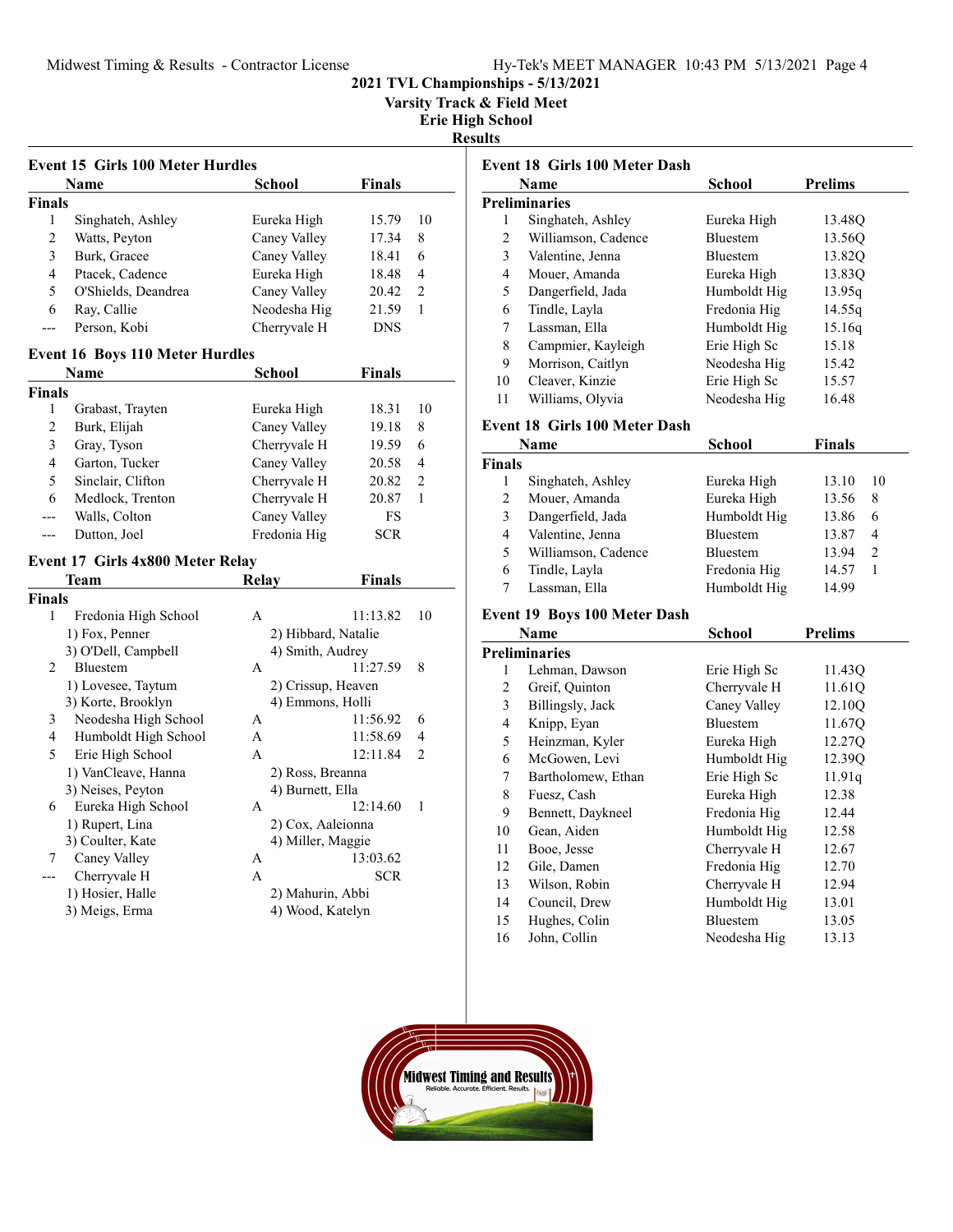## 2021 TVL Championships - 5/13/2021

### Varsity Track & Field Meet

### Erie High School

### Results

#### Event 15 Girls 100 Meter Hurdles

| | Name | School | Finals | |
|---|---|---|---|---|
| **Finals** | | | | |
| 1 | Singhateh, Ashley | Eureka High | 15.79 | 10 |
| 2 | Watts, Peyton | Caney Valley | 17.34 | 8 |
| 3 | Burk, Gracee | Caney Valley | 18.41 | 6 |
| 4 | Ptacek, Cadence | Eureka High | 18.48 | 4 |
| 5 | O'Shields, Deandrea | Caney Valley | 20.42 | 2 |
| 6 | Ray, Callie | Neodesha Hig | 21.59 | 1 |
| --- | Person, Kobi | Cherryvale H | DNS | |

#### Event 16 Boys 110 Meter Hurdles

| | Name | School | Finals | |
|---|---|---|---|---|
| **Finals** | | | | |
| 1 | Grabast, Trayten | Eureka High | 18.31 | 10 |
| 2 | Burk, Elijah | Caney Valley | 19.18 | 8 |
| 3 | Gray, Tyson | Cherryvale H | 19.59 | 6 |
| 4 | Garton, Tucker | Caney Valley | 20.58 | 4 |
| 5 | Sinclair, Clifton | Cherryvale H | 20.82 | 2 |
| 6 | Medlock, Trenton | Cherryvale H | 20.87 | 1 |
| --- | Walls, Colton | Caney Valley | FS | |
| --- | Dutton, Joel | Fredonia Hig | SCR | |

#### Event 17 Girls 4x800 Meter Relay

| | Team | Relay | Finals | |
|---|---|---|---|---|
| **Finals** | | | | |
| 1 | Fredonia High School | A | 11:13.82 | 10 |
| | 1) Fox, Penner | 2) Hibbard, Natalie | | |
| | 3) O'Dell, Campbell | 4) Smith, Audrey | | |
| 2 | Bluestem | A | 11:27.59 | 8 |
| | 1) Lovesee, Taytum | 2) Crissup, Heaven | | |
| | 3) Korte, Brooklyn | 4) Emmons, Holli | | |
| 3 | Neodesha High School | A | 11:56.92 | 6 |
| 4 | Humboldt High School | A | 11:58.69 | 4 |
| 5 | Erie High School | A | 12:11.84 | 2 |
| | 1) VanCleave, Hanna | 2) Ross, Breanna | | |
| | 3) Neises, Peyton | 4) Burnett, Ella | | |
| 6 | Eureka High School | A | 12:14.60 | 1 |
| | 1) Rupert, Lina | 2) Cox, Aaleionna | | |
| | 3) Coulter, Kate | 4) Miller, Maggie | | |
| 7 | Caney Valley | A | 13:03.62 | |
| --- | Cherryvale H | A | SCR | |
| | 1) Hosier, Halle | 2) Mahurin, Abbi | | |
| | 3) Meigs, Erma | 4) Wood, Katelyn | | |

#### Event 18 Girls 100 Meter Dash

| | Name | School | Prelims |
|---|---|---|---|
| **Preliminaries** | | | |
| 1 | Singhateh, Ashley | Eureka High | 13.48Q |
| 2 | Williamson, Cadence | Bluestem | 13.56Q |
| 3 | Valentine, Jenna | Bluestem | 13.82Q |
| 4 | Mouer, Amanda | Eureka High | 13.83Q |
| 5 | Dangerfield, Jada | Humboldt Hig | 13.95q |
| 6 | Tindle, Layla | Fredonia Hig | 14.55q |
| 7 | Lassman, Ella | Humboldt Hig | 15.16q |
| 8 | Campmier, Kayleigh | Erie High Sc | 15.18 |
| 9 | Morrison, Caitlyn | Neodesha Hig | 15.42 |
| 10 | Cleaver, Kinzie | Erie High Sc | 15.57 |
| 11 | Williams, Olyvia | Neodesha Hig | 16.48 |

#### Event 18 Girls 100 Meter Dash

| | Name | School | Finals | |
|---|---|---|---|---|
| **Finals** | | | | |
| 1 | Singhateh, Ashley | Eureka High | 13.10 | 10 |
| 2 | Mouer, Amanda | Eureka High | 13.56 | 8 |
| 3 | Dangerfield, Jada | Humboldt Hig | 13.86 | 6 |
| 4 | Valentine, Jenna | Bluestem | 13.87 | 4 |
| 5 | Williamson, Cadence | Bluestem | 13.94 | 2 |
| 6 | Tindle, Layla | Fredonia Hig | 14.57 | 1 |
| 7 | Lassman, Ella | Humboldt Hig | 14.99 | |

#### Event 19 Boys 100 Meter Dash

| | Name | School | Prelims |
|---|---|---|---|
| **Preliminaries** | | | |
| 1 | Lehman, Dawson | Erie High Sc | 11.43Q |
| 2 | Greif, Quinton | Cherryvale H | 11.61Q |
| 3 | Billingsly, Jack | Caney Valley | 12.10Q |
| 4 | Knipp, Eyan | Bluestem | 11.67Q |
| 5 | Heinzman, Kyler | Eureka High | 12.27Q |
| 6 | McGowen, Levi | Humboldt Hig | 12.39Q |
| 7 | Bartholomew, Ethan | Erie High Sc | 11.91q |
| 8 | Fuesz, Cash | Eureka High | 12.38 |
| 9 | Bennett, Daykneel | Fredonia Hig | 12.44 |
| 10 | Gean, Aiden | Humboldt Hig | 12.58 |
| 11 | Booe, Jesse | Cherryvale H | 12.67 |
| 12 | Gile, Damen | Fredonia Hig | 12.70 |
| 13 | Wilson, Robin | Cherryvale H | 12.94 |
| 14 | Council, Drew | Humboldt Hig | 13.01 |
| 15 | Hughes, Colin | Bluestem | 13.05 |
| 16 | John, Collin | Neodesha Hig | 13.13 |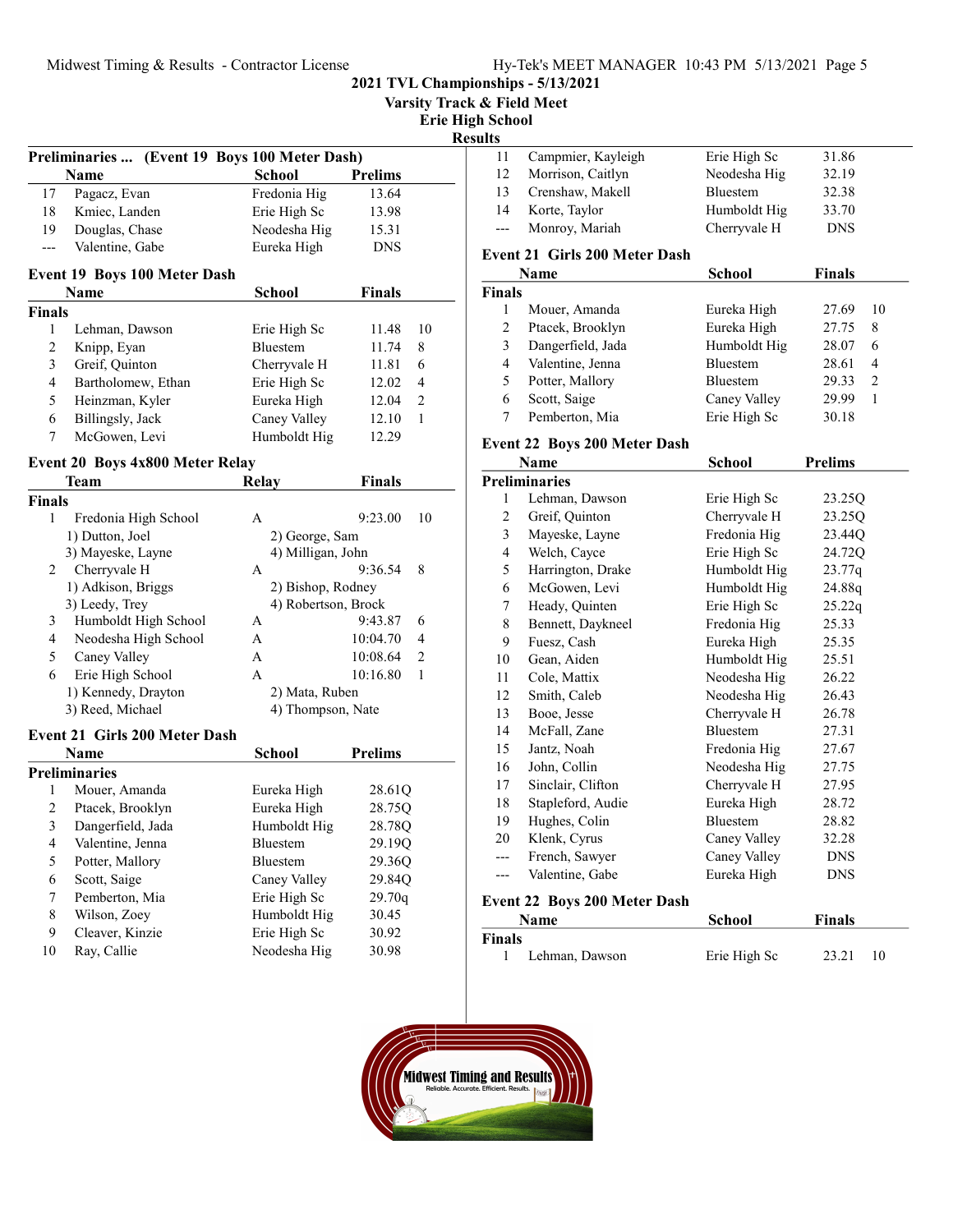# 2021 TVL Championships - 5/13/2021

## Varsity Track & Field Meet

### Erie High School

### Results

**Preliminaries ... (Event 19 Boys 100 Meter Dash)**

| | Name | School | Prelims |
|---|---|---|---|
| 17 | Pagacz, Evan | Fredonia Hig | 13.64 |
| 18 | Kmiec, Landen | Erie High Sc | 13.98 |
| 19 | Douglas, Chase | Neodesha Hig | 15.31 |
| --- | Valentine, Gabe | Eureka High | DNS |

**Event 19 Boys 100 Meter Dash**

**Finals**

| | Name | School | Finals | |
|---|---|---|---|---|
| 1 | Lehman, Dawson | Erie High Sc | 11.48 | 10 |
| 2 | Knipp, Eyan | Bluestem | 11.74 | 8 |
| 3 | Greif, Quinton | Cherryvale H | 11.81 | 6 |
| 4 | Bartholomew, Ethan | Erie High Sc | 12.02 | 4 |
| 5 | Heinzman, Kyler | Eureka High | 12.04 | 2 |
| 6 | Billingsly, Jack | Caney Valley | 12.10 | 1 |
| 7 | McGowen, Levi | Humboldt Hig | 12.29 | |

**Event 20 Boys 4x800 Meter Relay**

**Finals**

| | Team | Relay | Finals | |
|---|---|---|---|---|
| 1 | Fredonia High School | A | 9:23.00 | 10 |
| | 1) Dutton, Joel | 2) George, Sam | | |
| | 3) Mayeske, Layne | 4) Milligan, John | | |
| 2 | Cherryvale H | A | 9:36.54 | 8 |
| | 1) Adkison, Briggs | 2) Bishop, Rodney | | |
| | 3) Leedy, Trey | 4) Robertson, Brock | | |
| 3 | Humboldt High School | A | 9:43.87 | 6 |
| 4 | Neodesha High School | A | 10:04.70 | 4 |
| 5 | Caney Valley | A | 10:08.64 | 2 |
| 6 | Erie High School | A | 10:16.80 | 1 |
| | 1) Kennedy, Drayton | 2) Mata, Ruben | | |
| | 3) Reed, Michael | 4) Thompson, Nate | | |

**Event 21 Girls 200 Meter Dash**

**Preliminaries**

| | Name | School | Prelims |
|---|---|---|---|
| 1 | Mouer, Amanda | Eureka High | 28.61Q |
| 2 | Ptacek, Brooklyn | Eureka High | 28.75Q |
| 3 | Dangerfield, Jada | Humboldt Hig | 28.78Q |
| 4 | Valentine, Jenna | Bluestem | 29.19Q |
| 5 | Potter, Mallory | Bluestem | 29.36Q |
| 6 | Scott, Saige | Caney Valley | 29.84Q |
| 7 | Pemberton, Mia | Erie High Sc | 29.70q |
| 8 | Wilson, Zoey | Humboldt Hig | 30.45 |
| 9 | Cleaver, Kinzie | Erie High Sc | 30.92 |
| 10 | Ray, Callie | Neodesha Hig | 30.98 |
| 11 | Campmier, Kayleigh | Erie High Sc | 31.86 |
| 12 | Morrison, Caitlyn | Neodesha Hig | 32.19 |
| 13 | Crenshaw, Makell | Bluestem | 32.38 |
| 14 | Korte, Taylor | Humboldt Hig | 33.70 |
| --- | Monroy, Mariah | Cherryvale H | DNS |

**Event 21 Girls 200 Meter Dash**

**Finals**

| | Name | School | Finals | |
|---|---|---|---|---|
| 1 | Mouer, Amanda | Eureka High | 27.69 | 10 |
| 2 | Ptacek, Brooklyn | Eureka High | 27.75 | 8 |
| 3 | Dangerfield, Jada | Humboldt Hig | 28.07 | 6 |
| 4 | Valentine, Jenna | Bluestem | 28.61 | 4 |
| 5 | Potter, Mallory | Bluestem | 29.33 | 2 |
| 6 | Scott, Saige | Caney Valley | 29.99 | 1 |
| 7 | Pemberton, Mia | Erie High Sc | 30.18 | |

**Event 22 Boys 200 Meter Dash**

**Preliminaries**

| | Name | School | Prelims |
|---|---|---|---|
| 1 | Lehman, Dawson | Erie High Sc | 23.25Q |
| 2 | Greif, Quinton | Cherryvale H | 23.25Q |
| 3 | Mayeske, Layne | Fredonia Hig | 23.44Q |
| 4 | Welch, Cayce | Erie High Sc | 24.72Q |
| 5 | Harrington, Drake | Humboldt Hig | 23.77q |
| 6 | McGowen, Levi | Humboldt Hig | 24.88q |
| 7 | Heady, Quinten | Erie High Sc | 25.22q |
| 8 | Bennett, Daykneel | Fredonia Hig | 25.33 |
| 9 | Fuesz, Cash | Eureka High | 25.35 |
| 10 | Gean, Aiden | Humboldt Hig | 25.51 |
| 11 | Cole, Mattix | Neodesha Hig | 26.22 |
| 12 | Smith, Caleb | Neodesha Hig | 26.43 |
| 13 | Booe, Jesse | Cherryvale H | 26.78 |
| 14 | McFall, Zane | Bluestem | 27.31 |
| 15 | Jantz, Noah | Fredonia Hig | 27.67 |
| 16 | John, Collin | Neodesha Hig | 27.75 |
| 17 | Sinclair, Clifton | Cherryvale H | 27.95 |
| 18 | Stapleford, Audie | Eureka High | 28.72 |
| 19 | Hughes, Colin | Bluestem | 28.82 |
| 20 | Klenk, Cyrus | Caney Valley | 32.28 |
| --- | French, Sawyer | Caney Valley | DNS |
| --- | Valentine, Gabe | Eureka High | DNS |

**Event 22 Boys 200 Meter Dash**

**Finals**

| | Name | School | Finals | |
|---|---|---|---|---|
| 1 | Lehman, Dawson | Erie High Sc | 23.21 | 10 |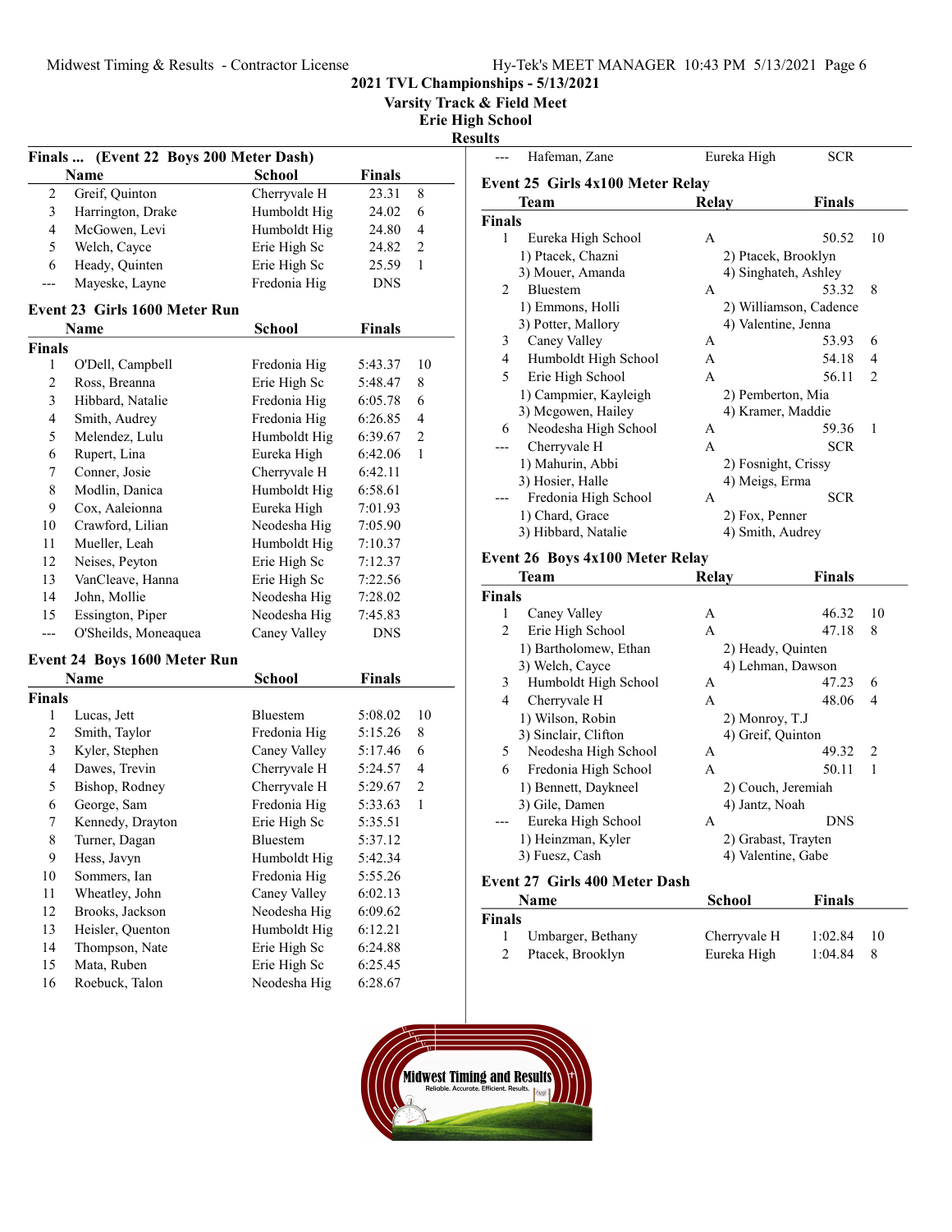## 2021 TVL Championships - 5/13/2021

### Varsity Track & Field Meet

### Erie High School

### Results

#### Finals ... (Event 22 Boys 200 Meter Dash)

| | Name | School | Finals | |
|---|---|---|---|---|
| 2 | Greif, Quinton | Cherryvale H | 23.31 | 8 |
| 3 | Harrington, Drake | Humboldt Hig | 24.02 | 6 |
| 4 | McGowen, Levi | Humboldt Hig | 24.80 | 4 |
| 5 | Welch, Cayce | Erie High Sc | 24.82 | 2 |
| 6 | Heady, Quinten | Erie High Sc | 25.59 | 1 |
| --- | Mayeske, Layne | Fredonia Hig | DNS | |
| --- | Hafeman, Zane | Eureka High | SCR | |

#### Event 23 Girls 1600 Meter Run

| | Name | School | Finals | |
|---|---|---|---|---|
| **Finals** | | | | |
| 1 | O'Dell, Campbell | Fredonia Hig | 5:43.37 | 10 |
| 2 | Ross, Breanna | Erie High Sc | 5:48.47 | 8 |
| 3 | Hibbard, Natalie | Fredonia Hig | 6:05.78 | 6 |
| 4 | Smith, Audrey | Fredonia Hig | 6:26.85 | 4 |
| 5 | Melendez, Lulu | Humboldt Hig | 6:39.67 | 2 |
| 6 | Rupert, Lina | Eureka High | 6:42.06 | 1 |
| 7 | Conner, Josie | Cherryvale H | 6:42.11 | |
| 8 | Modlin, Danica | Humboldt Hig | 6:58.61 | |
| 9 | Cox, Aaleionna | Eureka High | 7:01.93 | |
| 10 | Crawford, Lilian | Neodesha Hig | 7:05.90 | |
| 11 | Mueller, Leah | Humboldt Hig | 7:10.37 | |
| 12 | Neises, Peyton | Erie High Sc | 7:12.37 | |
| 13 | VanCleave, Hanna | Erie High Sc | 7:22.56 | |
| 14 | John, Mollie | Neodesha Hig | 7:28.02 | |
| 15 | Essington, Piper | Neodesha Hig | 7:45.83 | |
| --- | O'Sheilds, Moneaquea | Caney Valley | DNS | |

#### Event 24 Boys 1600 Meter Run

| | Name | School | Finals | |
|---|---|---|---|---|
| **Finals** | | | | |
| 1 | Lucas, Jett | Bluestem | 5:08.02 | 10 |
| 2 | Smith, Taylor | Fredonia Hig | 5:15.26 | 8 |
| 3 | Kyler, Stephen | Caney Valley | 5:17.46 | 6 |
| 4 | Dawes, Trevin | Cherryvale H | 5:24.57 | 4 |
| 5 | Bishop, Rodney | Cherryvale H | 5:29.67 | 2 |
| 6 | George, Sam | Fredonia Hig | 5:33.63 | 1 |
| 7 | Kennedy, Drayton | Erie High Sc | 5:35.51 | |
| 8 | Turner, Dagan | Bluestem | 5:37.12 | |
| 9 | Hess, Javyn | Humboldt Hig | 5:42.34 | |
| 10 | Sommers, Ian | Fredonia Hig | 5:55.26 | |
| 11 | Wheatley, John | Caney Valley | 6:02.13 | |
| 12 | Brooks, Jackson | Neodesha Hig | 6:09.62 | |
| 13 | Heisler, Quenton | Humboldt Hig | 6:12.21 | |
| 14 | Thompson, Nate | Erie High Sc | 6:24.88 | |
| 15 | Mata, Ruben | Erie High Sc | 6:25.45 | |
| 16 | Roebuck, Talon | Neodesha Hig | 6:28.67 | |

#### Event 25 Girls 4x100 Meter Relay

| | Team | Relay | Finals | |
|---|---|---|---|---|
| **Finals** | | | | |
| 1 | Eureka High School | A | 50.52 | 10 |
| | 1) Ptacek, Chazni | 2) Ptacek, Brooklyn | | |
| | 3) Mouer, Amanda | 4) Singhateh, Ashley | | |
| 2 | Bluestem | A | 53.32 | 8 |
| | 1) Emmons, Holli | 2) Williamson, Cadence | | |
| | 3) Potter, Mallory | 4) Valentine, Jenna | | |
| 3 | Caney Valley | A | 53.93 | 6 |
| 4 | Humboldt High School | A | 54.18 | 4 |
| 5 | Erie High School | A | 56.11 | 2 |
| | 1) Campmier, Kayleigh | 2) Pemberton, Mia | | |
| | 3) Mcgowen, Hailey | 4) Kramer, Maddie | | |
| 6 | Neodesha High School | A | 59.36 | 1 |
| --- | Cherryvale H | A | SCR | |
| | 1) Mahurin, Abbi | 2) Fosnight, Crissy | | |
| | 3) Hosier, Halle | 4) Meigs, Erma | | |
| --- | Fredonia High School | A | SCR | |
| | 1) Chard, Grace | 2) Fox, Penner | | |
| | 3) Hibbard, Natalie | 4) Smith, Audrey | | |

#### Event 26 Boys 4x100 Meter Relay

| | Team | Relay | Finals | |
|---|---|---|---|---|
| **Finals** | | | | |
| 1 | Caney Valley | A | 46.32 | 10 |
| 2 | Erie High School | A | 47.18 | 8 |
| | 1) Bartholomew, Ethan | 2) Heady, Quinten | | |
| | 3) Welch, Cayce | 4) Lehman, Dawson | | |
| 3 | Humboldt High School | A | 47.23 | 6 |
| 4 | Cherryvale H | A | 48.06 | 4 |
| | 1) Wilson, Robin | 2) Monroy, T.J | | |
| | 3) Sinclair, Clifton | 4) Greif, Quinton | | |
| 5 | Neodesha High School | A | 49.32 | 2 |
| 6 | Fredonia High School | A | 50.11 | 1 |
| | 1) Bennett, Daykneel | 2) Couch, Jeremiah | | |
| | 3) Gile, Damen | 4) Jantz, Noah | | |
| --- | Eureka High School | A | DNS | |
| | 1) Heinzman, Kyler | 2) Grabast, Trayten | | |
| | 3) Fuesz, Cash | 4) Valentine, Gabe | | |

#### Event 27 Girls 400 Meter Dash

| | Name | School | Finals | |
|---|---|---|---|---|
| **Finals** | | | | |
| 1 | Umbarger, Bethany | Cherryvale H | 1:02.84 | 10 |
| 2 | Ptacek, Brooklyn | Eureka High | 1:04.84 | 8 |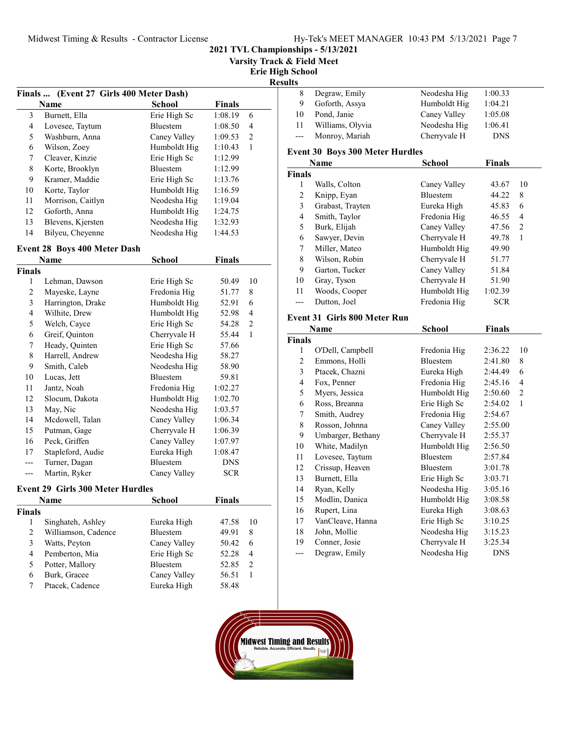## 2021 TVL Championships - 5/13/2021
### Varsity Track & Field Meet
### Erie High School
### Results

**Finals ... (Event 27 Girls 400 Meter Dash)**

| | Name | School | Finals | |
|---|---|---|---|---|
| 3 | Burnett, Ella | Erie High Sc | 1:08.19 | 6 |
| 4 | Lovesee, Taytum | Bluestem | 1:08.50 | 4 |
| 5 | Washburn, Anna | Caney Valley | 1:09.53 | 2 |
| 6 | Wilson, Zoey | Humboldt Hig | 1:10.43 | 1 |
| 7 | Cleaver, Kinzie | Erie High Sc | 1:12.99 | |
| 8 | Korte, Brooklyn | Bluestem | 1:12.99 | |
| 9 | Kramer, Maddie | Erie High Sc | 1:13.76 | |
| 10 | Korte, Taylor | Humboldt Hig | 1:16.59 | |
| 11 | Morrison, Caitlyn | Neodesha Hig | 1:19.04 | |
| 12 | Goforth, Anna | Humboldt Hig | 1:24.75 | |
| 13 | Blevens, Kjersten | Neodesha Hig | 1:32.93 | |
| 14 | Bilyeu, Cheyenne | Neodesha Hig | 1:44.53 | |

### Event 28 Boys 400 Meter Dash

**Finals**

| | Name | School | Finals | |
|---|---|---|---|---|
| 1 | Lehman, Dawson | Erie High Sc | 50.49 | 10 |
| 2 | Mayeske, Layne | Fredonia Hig | 51.77 | 8 |
| 3 | Harrington, Drake | Humboldt Hig | 52.91 | 6 |
| 4 | Wilhite, Drew | Humboldt Hig | 52.98 | 4 |
| 5 | Welch, Cayce | Erie High Sc | 54.28 | 2 |
| 6 | Greif, Quinton | Cherryvale H | 55.44 | 1 |
| 7 | Heady, Quinten | Erie High Sc | 57.66 | |
| 8 | Harrell, Andrew | Neodesha Hig | 58.27 | |
| 9 | Smith, Caleb | Neodesha Hig | 58.90 | |
| 10 | Lucas, Jett | Bluestem | 59.81 | |
| 11 | Jantz, Noah | Fredonia Hig | 1:02.27 | |
| 12 | Slocum, Dakota | Humboldt Hig | 1:02.70 | |
| 13 | May, Nic | Neodesha Hig | 1:03.57 | |
| 14 | Mcdowell, Talan | Caney Valley | 1:06.34 | |
| 15 | Putman, Gage | Cherryvale H | 1:06.39 | |
| 16 | Peck, Griffen | Caney Valley | 1:07.97 | |
| 17 | Stapleford, Audie | Eureka High | 1:08.47 | |
| --- | Turner, Dagan | Bluestem | DNS | |
| --- | Martin, Ryker | Caney Valley | SCR | |

### Event 29 Girls 300 Meter Hurdles

**Finals**

| | Name | School | Finals | |
|---|---|---|---|---|
| 1 | Singhateh, Ashley | Eureka High | 47.58 | 10 |
| 2 | Williamson, Cadence | Bluestem | 49.91 | 8 |
| 3 | Watts, Peyton | Caney Valley | 50.42 | 6 |
| 4 | Pemberton, Mia | Erie High Sc | 52.28 | 4 |
| 5 | Potter, Mallory | Bluestem | 52.85 | 2 |
| 6 | Burk, Gracee | Caney Valley | 56.51 | 1 |
| 7 | Ptacek, Cadence | Eureka High | 58.48 | |
| 8 | Degraw, Emily | Neodesha Hig | 1:00.33 | |
| 9 | Goforth, Assya | Humboldt Hig | 1:04.21 | |
| 10 | Pond, Janie | Caney Valley | 1:05.08 | |
| 11 | Williams, Olyvia | Neodesha Hig | 1:06.41 | |
| --- | Monroy, Mariah | Cherryvale H | DNS | |

### Event 30 Boys 300 Meter Hurdles

**Finals**

| | Name | School | Finals | |
|---|---|---|---|---|
| 1 | Walls, Colton | Caney Valley | 43.67 | 10 |
| 2 | Knipp, Eyan | Bluestem | 44.22 | 8 |
| 3 | Grabast, Trayten | Eureka High | 45.83 | 6 |
| 4 | Smith, Taylor | Fredonia Hig | 46.55 | 4 |
| 5 | Burk, Elijah | Caney Valley | 47.56 | 2 |
| 6 | Sawyer, Devin | Cherryvale H | 49.78 | 1 |
| 7 | Miller, Mateo | Humboldt Hig | 49.90 | |
| 8 | Wilson, Robin | Cherryvale H | 51.77 | |
| 9 | Garton, Tucker | Caney Valley | 51.84 | |
| 10 | Gray, Tyson | Cherryvale H | 51.90 | |
| 11 | Woods, Cooper | Humboldt Hig | 1:02.39 | |
| --- | Dutton, Joel | Fredonia Hig | SCR | |

### Event 31 Girls 800 Meter Run

**Finals**

| | Name | School | Finals | |
|---|---|---|---|---|
| 1 | O'Dell, Campbell | Fredonia Hig | 2:36.22 | 10 |
| 2 | Emmons, Holli | Bluestem | 2:41.80 | 8 |
| 3 | Ptacek, Chazni | Eureka High | 2:44.49 | 6 |
| 4 | Fox, Penner | Fredonia Hig | 2:45.16 | 4 |
| 5 | Myers, Jessica | Humboldt Hig | 2:50.60 | 2 |
| 6 | Ross, Breanna | Erie High Sc | 2:54.02 | 1 |
| 7 | Smith, Audrey | Fredonia Hig | 2:54.67 | |
| 8 | Rosson, Johnna | Caney Valley | 2:55.00 | |
| 9 | Umbarger, Bethany | Cherryvale H | 2:55.37 | |
| 10 | White, Madilyn | Humboldt Hig | 2:56.50 | |
| 11 | Lovesee, Taytum | Bluestem | 2:57.84 | |
| 12 | Crissup, Heaven | Bluestem | 3:01.78 | |
| 13 | Burnett, Ella | Erie High Sc | 3:03.71 | |
| 14 | Ryan, Kelly | Neodesha Hig | 3:05.16 | |
| 15 | Modlin, Danica | Humboldt Hig | 3:08.58 | |
| 16 | Rupert, Lina | Eureka High | 3:08.63 | |
| 17 | VanCleave, Hanna | Erie High Sc | 3:10.25 | |
| 18 | John, Mollie | Neodesha Hig | 3:15.23 | |
| 19 | Conner, Josie | Cherryvale H | 3:25.34 | |
| --- | Degraw, Emily | Neodesha Hig | DNS | |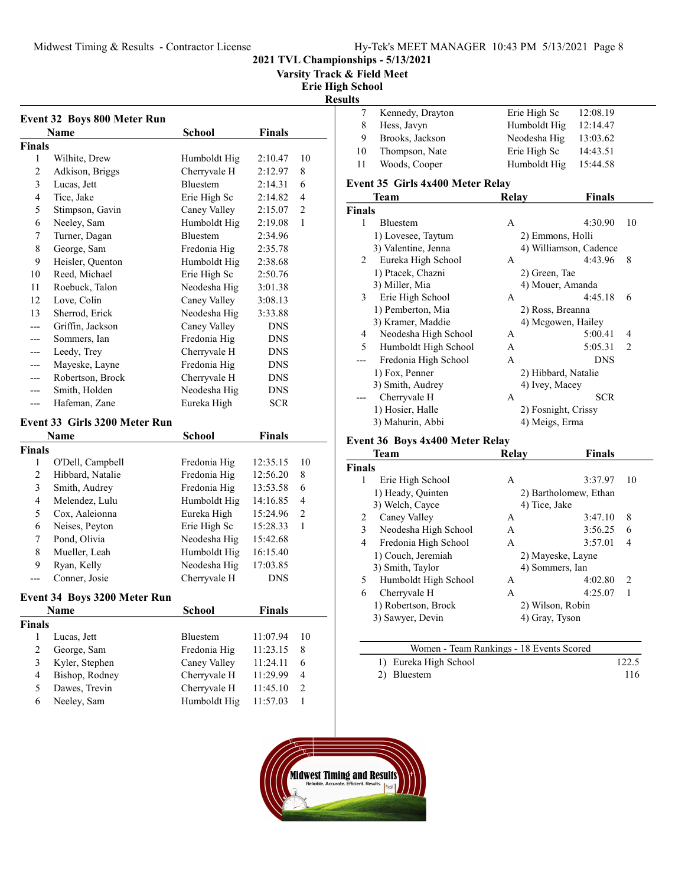# 2021 TVL Championships - 5/13/2021

## Varsity Track & Field Meet

## Erie High School

## Results

### Event 32 Boys 800 Meter Run

| | Name | School | Finals | |
|---|---|---|---|---|
| **Finals** | | | | |
| 1 | Wilhite, Drew | Humboldt Hig | 2:10.47 | 10 |
| 2 | Adkison, Briggs | Cherryvale H | 2:12.97 | 8 |
| 3 | Lucas, Jett | Bluestem | 2:14.31 | 6 |
| 4 | Tice, Jake | Erie High Sc | 2:14.82 | 4 |
| 5 | Stimpson, Gavin | Caney Valley | 2:15.07 | 2 |
| 6 | Neeley, Sam | Humboldt Hig | 2:19.08 | 1 |
| 7 | Turner, Dagan | Bluestem | 2:34.96 | |
| 8 | George, Sam | Fredonia Hig | 2:35.78 | |
| 9 | Heisler, Quenton | Humboldt Hig | 2:38.68 | |
| 10 | Reed, Michael | Erie High Sc | 2:50.76 | |
| 11 | Roebuck, Talon | Neodesha Hig | 3:01.38 | |
| 12 | Love, Colin | Caney Valley | 3:08.13 | |
| 13 | Sherrod, Erick | Neodesha Hig | 3:33.88 | |
| --- | Griffin, Jackson | Caney Valley | DNS | |
| --- | Sommers, Ian | Fredonia Hig | DNS | |
| --- | Leedy, Trey | Cherryvale H | DNS | |
| --- | Mayeske, Layne | Fredonia Hig | DNS | |
| --- | Robertson, Brock | Cherryvale H | DNS | |
| --- | Smith, Holden | Neodesha Hig | DNS | |
| --- | Hafeman, Zane | Eureka High | SCR | |

### Event 33 Girls 3200 Meter Run

| | Name | School | Finals | |
|---|---|---|---|---|
| **Finals** | | | | |
| 1 | O'Dell, Campbell | Fredonia Hig | 12:35.15 | 10 |
| 2 | Hibbard, Natalie | Fredonia Hig | 12:56.20 | 8 |
| 3 | Smith, Audrey | Fredonia Hig | 13:53.58 | 6 |
| 4 | Melendez, Lulu | Humboldt Hig | 14:16.85 | 4 |
| 5 | Cox, Aaleionna | Eureka High | 15:24.96 | 2 |
| 6 | Neises, Peyton | Erie High Sc | 15:28.33 | 1 |
| 7 | Pond, Olivia | Neodesha Hig | 15:42.68 | |
| 8 | Mueller, Leah | Humboldt Hig | 16:15.40 | |
| 9 | Ryan, Kelly | Neodesha Hig | 17:03.85 | |
| --- | Conner, Josie | Cherryvale H | DNS | |

### Event 34 Boys 3200 Meter Run

| | Name | School | Finals | |
|---|---|---|---|---|
| **Finals** | | | | |
| 1 | Lucas, Jett | Bluestem | 11:07.94 | 10 |
| 2 | George, Sam | Fredonia Hig | 11:23.15 | 8 |
| 3 | Kyler, Stephen | Caney Valley | 11:24.11 | 6 |
| 4 | Bishop, Rodney | Cherryvale H | 11:29.99 | 4 |
| 5 | Dawes, Trevin | Cherryvale H | 11:45.10 | 2 |
| 6 | Neeley, Sam | Humboldt Hig | 11:57.03 | 1 |
| 7 | Kennedy, Drayton | Erie High Sc | 12:08.19 | |
| 8 | Hess, Javyn | Humboldt Hig | 12:14.47 | |
| 9 | Brooks, Jackson | Neodesha Hig | 13:03.62 | |
| 10 | Thompson, Nate | Erie High Sc | 14:43.51 | |
| 11 | Woods, Cooper | Humboldt Hig | 15:44.58 | |

### Event 35 Girls 4x400 Meter Relay

| | Team | Relay | Finals | |
|---|---|---|---|---|
| **Finals** | | | | |
| 1 | Bluestem | A | 4:30.90 | 10 |
| | 1) Lovesee, Taytum | 2) Emmons, Holli | | |
| | 3) Valentine, Jenna | 4) Williamson, Cadence | | |
| 2 | Eureka High School | A | 4:43.96 | 8 |
| | 1) Ptacek, Chazni | 2) Green, Tae | | |
| | 3) Miller, Mia | 4) Mouer, Amanda | | |
| 3 | Erie High School | A | 4:45.18 | 6 |
| | 1) Pemberton, Mia | 2) Ross, Breanna | | |
| | 3) Kramer, Maddie | 4) Mcgowen, Hailey | | |
| 4 | Neodesha High School | A | 5:00.41 | 4 |
| 5 | Humboldt High School | A | 5:05.31 | 2 |
| --- | Fredonia High School | A | DNS | |
| | 1) Fox, Penner | 2) Hibbard, Natalie | | |
| | 3) Smith, Audrey | 4) Ivey, Macey | | |
| --- | Cherryvale H | A | SCR | |
| | 1) Hosier, Halle | 2) Fosnight, Crissy | | |
| | 3) Mahurin, Abbi | 4) Meigs, Erma | | |

### Event 36 Boys 4x400 Meter Relay

| | Team | Relay | Finals | |
|---|---|---|---|---|
| **Finals** | | | | |
| 1 | Erie High School | A | 3:37.97 | 10 |
| | 1) Heady, Quinten | 2) Bartholomew, Ethan | | |
| | 3) Welch, Cayce | 4) Tice, Jake | | |
| 2 | Caney Valley | A | 3:47.10 | 8 |
| 3 | Neodesha High School | A | 3:56.25 | 6 |
| 4 | Fredonia High School | A | 3:57.01 | 4 |
| | 1) Couch, Jeremiah | 2) Mayeske, Layne | | |
| | 3) Smith, Taylor | 4) Sommers, Ian | | |
| 5 | Humboldt High School | A | 4:02.80 | 2 |
| 6 | Cherryvale H | A | 4:25.07 | 1 |
| | 1) Robertson, Brock | 2) Wilson, Robin | | |
| | 3) Sawyer, Devin | 4) Gray, Tyson | | |

### Women - Team Rankings - 18 Events Scored

| | Team | Points |
|---|---|---|
| 1) | Eureka High School | 122.5 |
| 2) | Bluestem | 116 |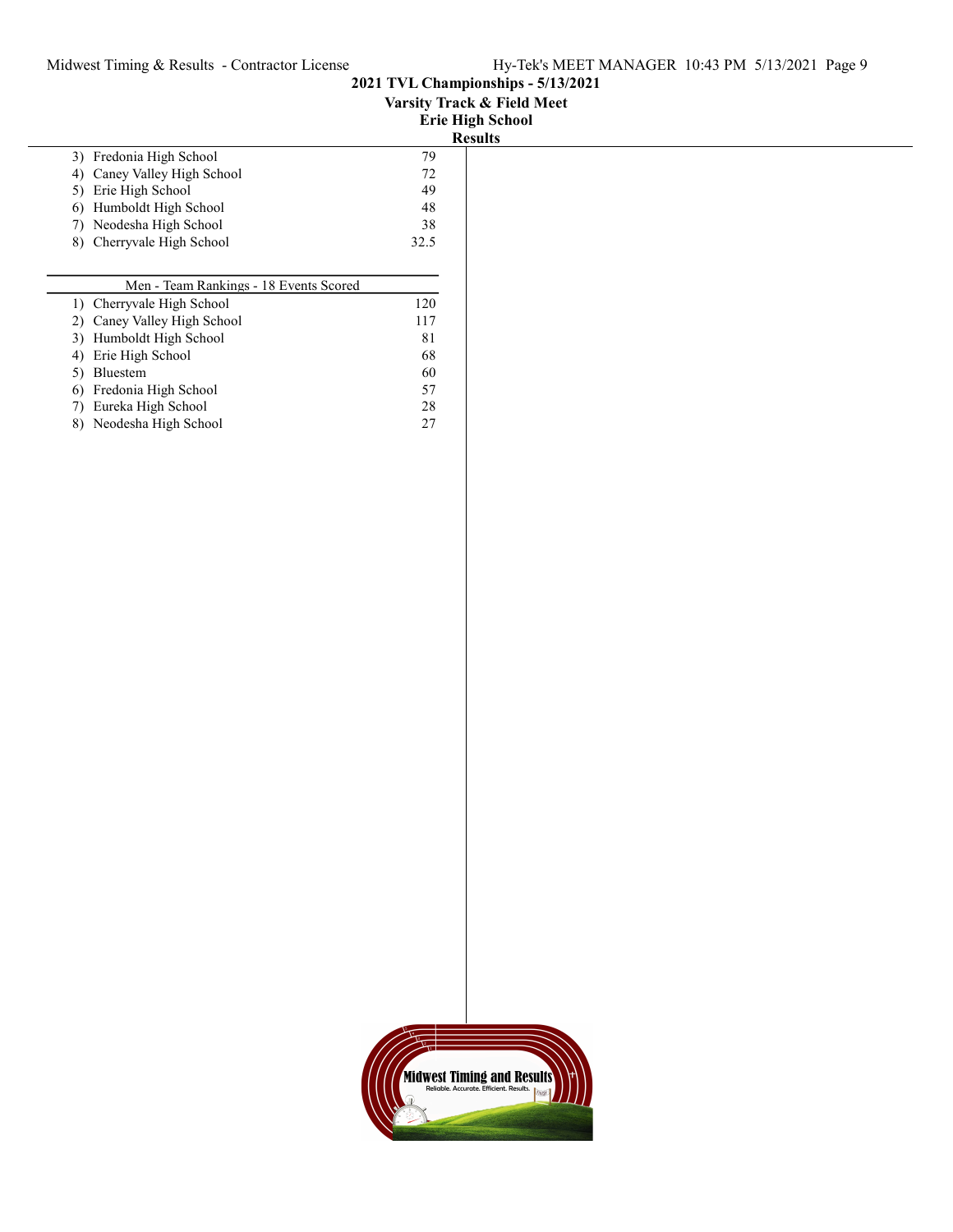## 2021 TVL Championships - 5/13/2021
### Varsity Track & Field Meet
### Erie High School
### Results

| | | |
|---|---|---|
| 3) | Fredonia High School | 79 |
| 4) | Caney Valley High School | 72 |
| 5) | Erie High School | 49 |
| 6) | Humboldt High School | 48 |
| 7) | Neodesha High School | 38 |
| 8) | Cherryvale High School | 32.5 |

**Men - Team Rankings - 18 Events Scored**

| | | |
|---|---|---|
| 1) | Cherryvale High School | 120 |
| 2) | Caney Valley High School | 117 |
| 3) | Humboldt High School | 81 |
| 4) | Erie High School | 68 |
| 5) | Bluestem | 60 |
| 6) | Fredonia High School | 57 |
| 7) | Eureka High School | 28 |
| 8) | Neodesha High School | 27 |